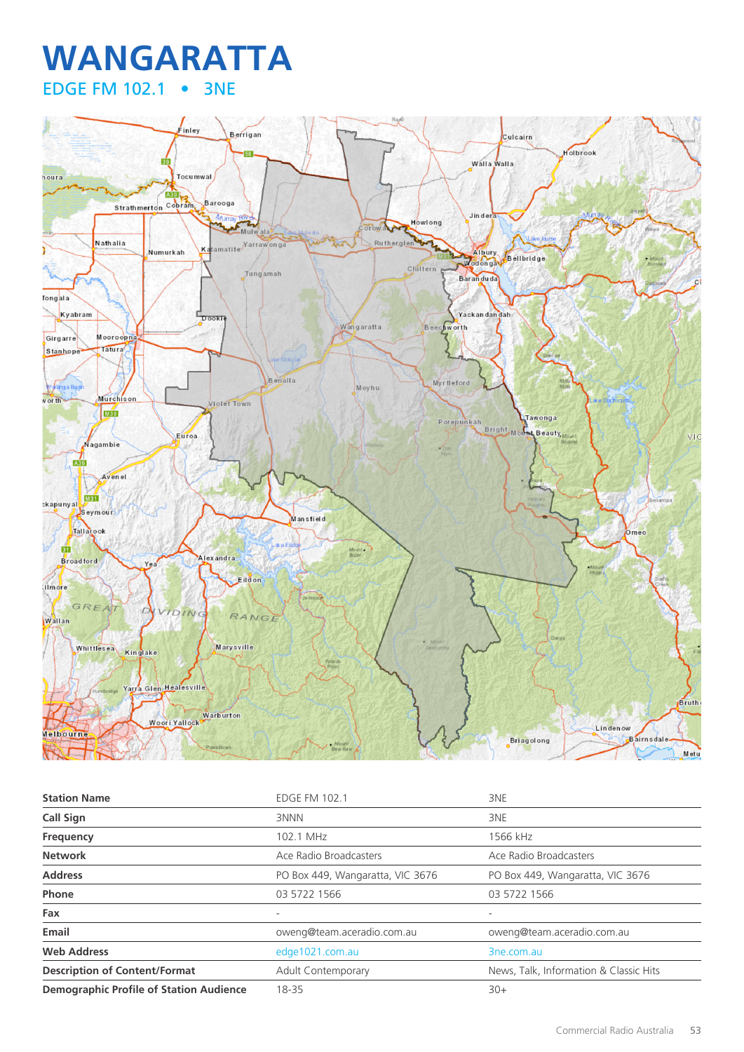# WANGARATTA

## EDGE FM 102.1 • 3NE

| Station Name | EDGE FM 102.1 | 3NE |
|---|---|---|
| Call Sign | 3NNN | 3NE |
| Frequency | 102.1 MHz | 1566 kHz |
| Network | Ace Radio Broadcasters | Ace Radio Broadcasters |
| Address | PO Box 449, Wangaratta, VIC 3676 | PO Box 449, Wangaratta, VIC 3676 |
| Phone | 03 5722 1566 | 03 5722 1566 |
| Fax | - | - |
| Email | oweng@team.aceradio.com.au | oweng@team.aceradio.com.au |
| Web Address | edge1021.com.au | 3ne.com.au |
| Description of Content/Format | Adult Contemporary | News, Talk, Information & Classic Hits |
| Demographic Profile of Station Audience | 18-35 | 30+ |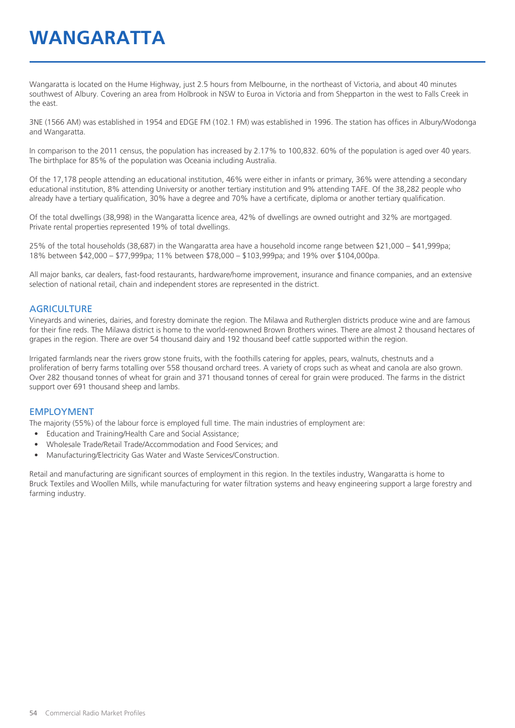# WANGARATTA

Wangaratta is located on the Hume Highway, just 2.5 hours from Melbourne, in the northeast of Victoria, and about 40 minutes southwest of Albury. Covering an area from Holbrook in NSW to Euroa in Victoria and from Shepparton in the west to Falls Creek in the east.

3NE (1566 AM) was established in 1954 and EDGE FM (102.1 FM) was established in 1996. The station has offices in Albury/Wodonga and Wangaratta.

In comparison to the 2011 census, the population has increased by 2.17% to 100,832. 60% of the population is aged over 40 years. The birthplace for 85% of the population was Oceania including Australia.

Of the 17,178 people attending an educational institution, 46% were either in infants or primary, 36% were attending a secondary educational institution, 8% attending University or another tertiary institution and 9% attending TAFE. Of the 38,282 people who already have a tertiary qualification, 30% have a degree and 70% have a certificate, diploma or another tertiary qualification.

Of the total dwellings (38,998) in the Wangaratta licence area, 42% of dwellings are owned outright and 32% are mortgaged. Private rental properties represented 19% of total dwellings.

25% of the total households (38,687) in the Wangaratta area have a household income range between $21,000 – $41,999pa; 18% between $42,000 – $77,999pa; 11% between $78,000 – $103,999pa; and 19% over $104,000pa.

All major banks, car dealers, fast-food restaurants, hardware/home improvement, insurance and finance companies, and an extensive selection of national retail, chain and independent stores are represented in the district.

## AGRICULTURE

Vineyards and wineries, dairies, and forestry dominate the region. The Milawa and Rutherglen districts produce wine and are famous for their fine reds. The Milawa district is home to the world-renowned Brown Brothers wines. There are almost 2 thousand hectares of grapes in the region. There are over 54 thousand dairy and 192 thousand beef cattle supported within the region.

Irrigated farmlands near the rivers grow stone fruits, with the foothills catering for apples, pears, walnuts, chestnuts and a proliferation of berry farms totalling over 558 thousand orchard trees. A variety of crops such as wheat and canola are also grown. Over 282 thousand tonnes of wheat for grain and 371 thousand tonnes of cereal for grain were produced. The farms in the district support over 691 thousand sheep and lambs.

## EMPLOYMENT

The majority (55%) of the labour force is employed full time. The main industries of employment are:

- Education and Training/Health Care and Social Assistance;
- Wholesale Trade/Retail Trade/Accommodation and Food Services; and
- Manufacturing/Electricity Gas Water and Waste Services/Construction.

Retail and manufacturing are significant sources of employment in this region. In the textiles industry, Wangaratta is home to Bruck Textiles and Woollen Mills, while manufacturing for water filtration systems and heavy engineering support a large forestry and farming industry.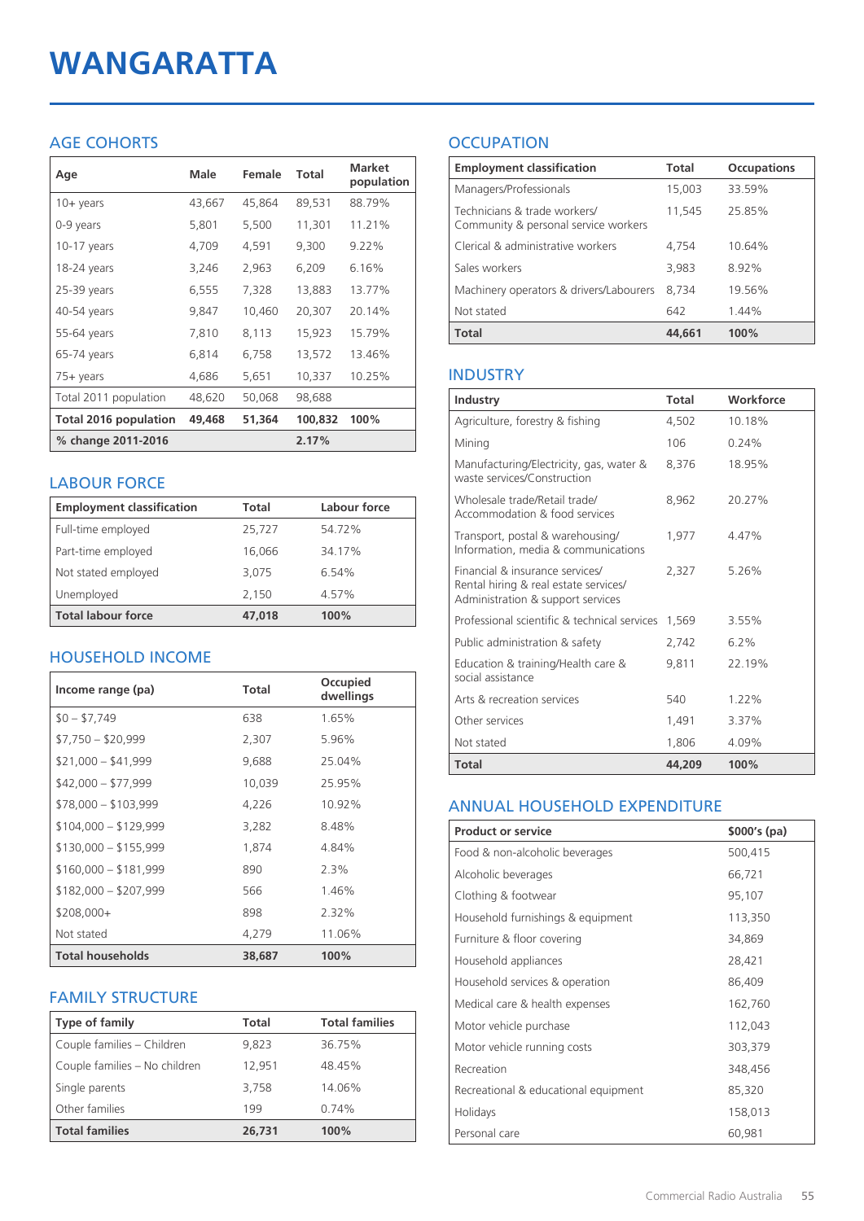# WANGARATTA

## AGE COHORTS

| Age | Male | Female | Total | Market population |
|---|---|---|---|---|
| 10+ years | 43,667 | 45,864 | 89,531 | 88.79% |
| 0-9 years | 5,801 | 5,500 | 11,301 | 11.21% |
| 10-17 years | 4,709 | 4,591 | 9,300 | 9.22% |
| 18-24 years | 3,246 | 2,963 | 6,209 | 6.16% |
| 25-39 years | 6,555 | 7,328 | 13,883 | 13.77% |
| 40-54 years | 9,847 | 10,460 | 20,307 | 20.14% |
| 55-64 years | 7,810 | 8,113 | 15,923 | 15.79% |
| 65-74 years | 6,814 | 6,758 | 13,572 | 13.46% |
| 75+ years | 4,686 | 5,651 | 10,337 | 10.25% |
| Total 2011 population | 48,620 | 50,068 | 98,688 | |
| **Total 2016 population** | **49,468** | **51,364** | **100,832** | **100%** |
| **% change 2011-2016** | | | **2.17%** | |

## LABOUR FORCE

| Employment classification | Total | Labour force |
|---|---|---|
| Full-time employed | 25,727 | 54.72% |
| Part-time employed | 16,066 | 34.17% |
| Not stated employed | 3,075 | 6.54% |
| Unemployed | 2,150 | 4.57% |
| **Total labour force** | **47,018** | **100%** |

## HOUSEHOLD INCOME

| Income range (pa) | Total | Occupied dwellings |
|---|---|---|
| $0 – $7,749 | 638 | 1.65% |
| $7,750 – $20,999 | 2,307 | 5.96% |
| $21,000 – $41,999 | 9,688 | 25.04% |
| $42,000 – $77,999 | 10,039 | 25.95% |
| $78,000 – $103,999 | 4,226 | 10.92% |
| $104,000 – $129,999 | 3,282 | 8.48% |
| $130,000 – $155,999 | 1,874 | 4.84% |
| $160,000 – $181,999 | 890 | 2.3% |
| $182,000 – $207,999 | 566 | 1.46% |
| $208,000+ | 898 | 2.32% |
| Not stated | 4,279 | 11.06% |
| **Total households** | **38,687** | **100%** |

## FAMILY STRUCTURE

| Type of family | Total | Total families |
|---|---|---|
| Couple families – Children | 9,823 | 36.75% |
| Couple families – No children | 12,951 | 48.45% |
| Single parents | 3,758 | 14.06% |
| Other families | 199 | 0.74% |
| **Total families** | **26,731** | **100%** |

## OCCUPATION

| Employment classification | Total | Occupations |
|---|---|---|
| Managers/Professionals | 15,003 | 33.59% |
| Technicians & trade workers/ Community & personal service workers | 11,545 | 25.85% |
| Clerical & administrative workers | 4,754 | 10.64% |
| Sales workers | 3,983 | 8.92% |
| Machinery operators & drivers/Labourers | 8,734 | 19.56% |
| Not stated | 642 | 1.44% |
| **Total** | **44,661** | **100%** |

## INDUSTRY

| Industry | Total | Workforce |
|---|---|---|
| Agriculture, forestry & fishing | 4,502 | 10.18% |
| Mining | 106 | 0.24% |
| Manufacturing/Electricity, gas, water & waste services/Construction | 8,376 | 18.95% |
| Wholesale trade/Retail trade/ Accommodation & food services | 8,962 | 20.27% |
| Transport, postal & warehousing/ Information, media & communications | 1,977 | 4.47% |
| Financial & insurance services/ Rental hiring & real estate services/ Administration & support services | 2,327 | 5.26% |
| Professional scientific & technical services | 1,569 | 3.55% |
| Public administration & safety | 2,742 | 6.2% |
| Education & training/Health care & social assistance | 9,811 | 22.19% |
| Arts & recreation services | 540 | 1.22% |
| Other services | 1,491 | 3.37% |
| Not stated | 1,806 | 4.09% |
| **Total** | **44,209** | **100%** |

## ANNUAL HOUSEHOLD EXPENDITURE

| Product or service | $000's (pa) |
|---|---|
| Food & non-alcoholic beverages | 500,415 |
| Alcoholic beverages | 66,721 |
| Clothing & footwear | 95,107 |
| Household furnishings & equipment | 113,350 |
| Furniture & floor covering | 34,869 |
| Household appliances | 28,421 |
| Household services & operation | 86,409 |
| Medical care & health expenses | 162,760 |
| Motor vehicle purchase | 112,043 |
| Motor vehicle running costs | 303,379 |
| Recreation | 348,456 |
| Recreational & educational equipment | 85,320 |
| Holidays | 158,013 |
| Personal care | 60,981 |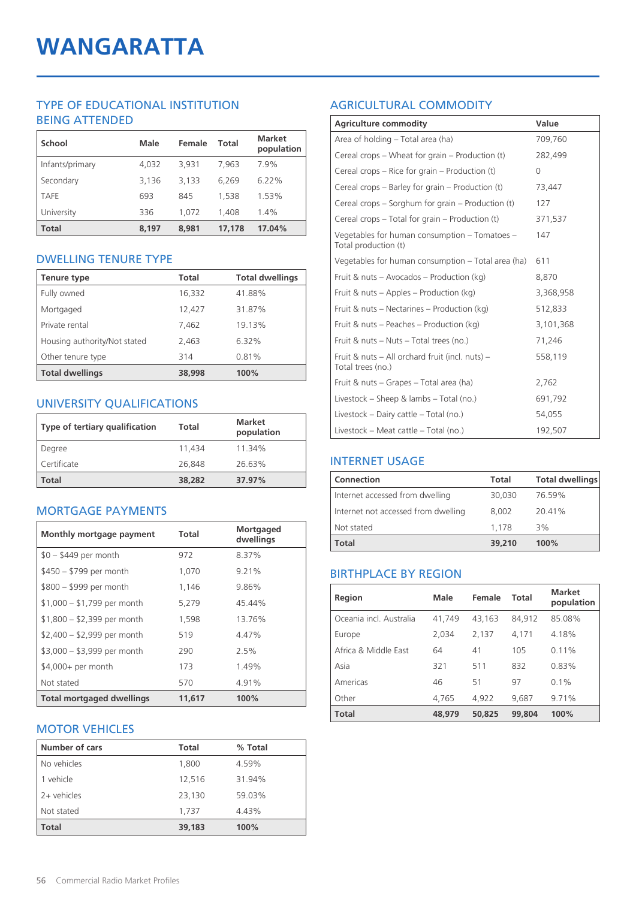# WANGARATTA

## TYPE OF EDUCATIONAL INSTITUTION BEING ATTENDED

| School | Male | Female | Total | Market population |
|---|---|---|---|---|
| Infants/primary | 4,032 | 3,931 | 7,963 | 7.9% |
| Secondary | 3,136 | 3,133 | 6,269 | 6.22% |
| TAFE | 693 | 845 | 1,538 | 1.53% |
| University | 336 | 1,072 | 1,408 | 1.4% |
| **Total** | **8,197** | **8,981** | **17,178** | **17.04%** |

## DWELLING TENURE TYPE

| Tenure type | Total | Total dwellings |
|---|---|---|
| Fully owned | 16,332 | 41.88% |
| Mortgaged | 12,427 | 31.87% |
| Private rental | 7,462 | 19.13% |
| Housing authority/Not stated | 2,463 | 6.32% |
| Other tenure type | 314 | 0.81% |
| **Total dwellings** | **38,998** | **100%** |

## UNIVERSITY QUALIFICATIONS

| Type of tertiary qualification | Total | Market population |
|---|---|---|
| Degree | 11,434 | 11.34% |
| Certificate | 26,848 | 26.63% |
| **Total** | **38,282** | **37.97%** |

## MORTGAGE PAYMENTS

| Monthly mortgage payment | Total | Mortgaged dwellings |
|---|---|---|
| $0 – $449 per month | 972 | 8.37% |
| $450 – $799 per month | 1,070 | 9.21% |
| $800 – $999 per month | 1,146 | 9.86% |
| $1,000 – $1,799 per month | 5,279 | 45.44% |
| $1,800 – $2,399 per month | 1,598 | 13.76% |
| $2,400 – $2,999 per month | 519 | 4.47% |
| $3,000 – $3,999 per month | 290 | 2.5% |
| $4,000+ per month | 173 | 1.49% |
| Not stated | 570 | 4.91% |
| **Total mortgaged dwellings** | **11,617** | **100%** |

## MOTOR VEHICLES

| Number of cars | Total | % Total |
|---|---|---|
| No vehicles | 1,800 | 4.59% |
| 1 vehicle | 12,516 | 31.94% |
| 2+ vehicles | 23,130 | 59.03% |
| Not stated | 1,737 | 4.43% |
| **Total** | **39,183** | **100%** |

## AGRICULTURAL COMMODITY

| Agriculture commodity | Value |
|---|---|
| Area of holding – Total area (ha) | 709,760 |
| Cereal crops – Wheat for grain – Production (t) | 282,499 |
| Cereal crops – Rice for grain – Production (t) | 0 |
| Cereal crops – Barley for grain – Production (t) | 73,447 |
| Cereal crops – Sorghum for grain – Production (t) | 127 |
| Cereal crops – Total for grain – Production (t) | 371,537 |
| Vegetables for human consumption – Tomatoes – Total production (t) | 147 |
| Vegetables for human consumption – Total area (ha) | 611 |
| Fruit & nuts – Avocados – Production (kg) | 8,870 |
| Fruit & nuts – Apples – Production (kg) | 3,368,958 |
| Fruit & nuts – Nectarines – Production (kg) | 512,833 |
| Fruit & nuts – Peaches – Production (kg) | 3,101,368 |
| Fruit & nuts – Nuts – Total trees (no.) | 71,246 |
| Fruit & nuts – All orchard fruit (incl. nuts) – Total trees (no.) | 558,119 |
| Fruit & nuts – Grapes – Total area (ha) | 2,762 |
| Livestock – Sheep & lambs – Total (no.) | 691,792 |
| Livestock – Dairy cattle – Total (no.) | 54,055 |
| Livestock – Meat cattle – Total (no.) | 192,507 |

## INTERNET USAGE

| Connection | Total | Total dwellings |
|---|---|---|
| Internet accessed from dwelling | 30,030 | 76.59% |
| Internet not accessed from dwelling | 8,002 | 20.41% |
| Not stated | 1,178 | 3% |
| **Total** | **39,210** | **100%** |

## BIRTHPLACE BY REGION

| Region | Male | Female | Total | Market population |
|---|---|---|---|---|
| Oceania incl. Australia | 41,749 | 43,163 | 84,912 | 85.08% |
| Europe | 2,034 | 2,137 | 4,171 | 4.18% |
| Africa & Middle East | 64 | 41 | 105 | 0.11% |
| Asia | 321 | 511 | 832 | 0.83% |
| Americas | 46 | 51 | 97 | 0.1% |
| Other | 4,765 | 4,922 | 9,687 | 9.71% |
| **Total** | **48,979** | **50,825** | **99,804** | **100%** |